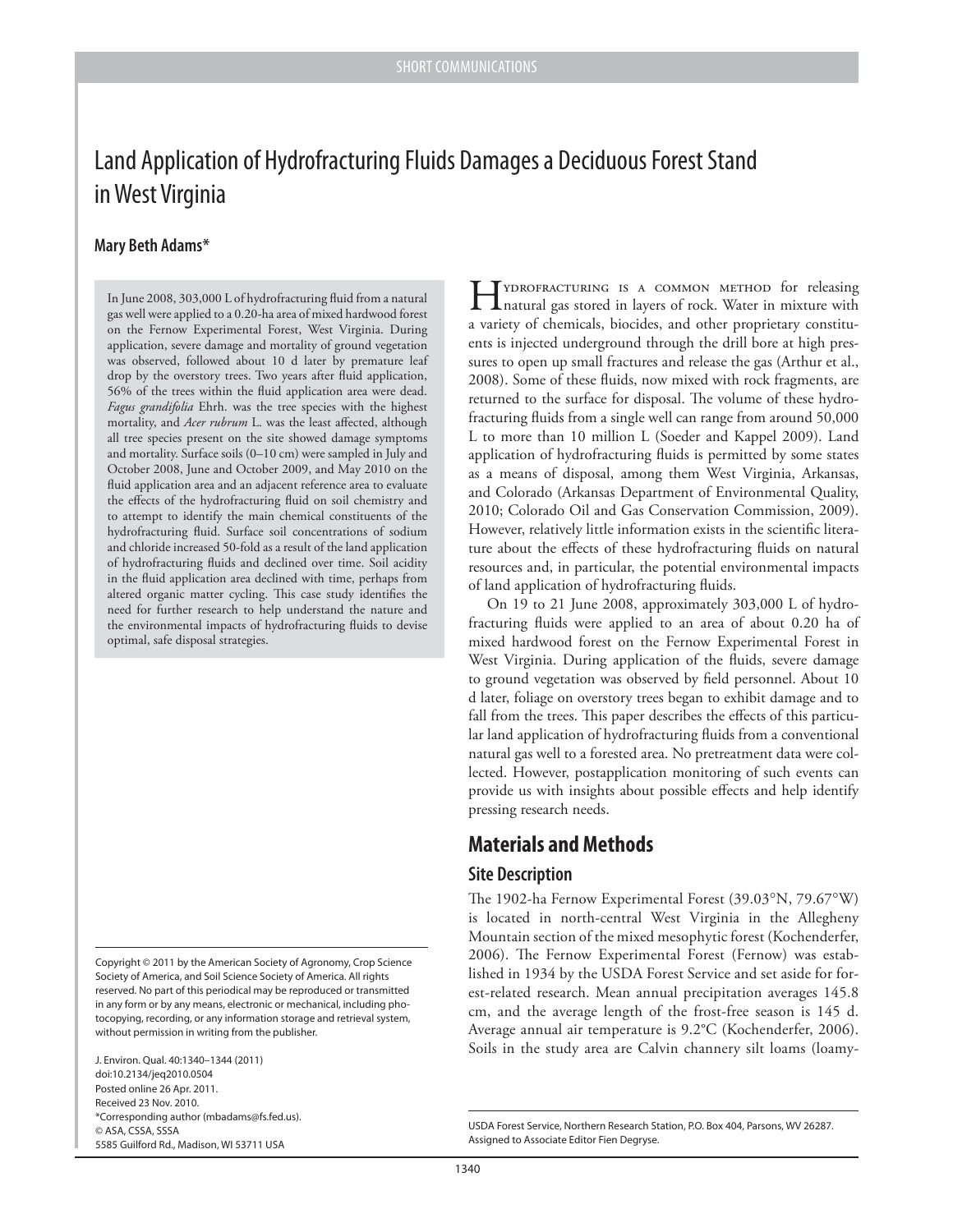SHORT COMMUNICATIONS

# Land Application of Hydrofracturing Fluids Damages a Deciduous Forest Stand in West Virginia

**Mary Beth Adams***

In June 2008, 303,000 L of hydrofracturing fluid from a natural gas well were applied to a 0.20-ha area of mixed hardwood forest on the Fernow Experimental Forest, West Virginia. During application, severe damage and mortality of ground vegetation was observed, followed about 10 d later by premature leaf drop by the overstory trees. Two years after fluid application, 56% of the trees within the fluid application area were dead. *Fagus grandifolia* Ehrh. was the tree species with the highest mortality, and *Acer rubrum* L. was the least affected, although all tree species present on the site showed damage symptoms and mortality. Surface soils (0–10 cm) were sampled in July and October 2008, June and October 2009, and May 2010 on the fluid application area and an adjacent reference area to evaluate the effects of the hydrofracturing fluid on soil chemistry and to attempt to identify the main chemical constituents of the hydrofracturing fluid. Surface soil concentrations of sodium and chloride increased 50-fold as a result of the land application of hydrofracturing fluids and declined over time. Soil acidity in the fluid application area declined with time, perhaps from altered organic matter cycling. This case study identifies the need for further research to help understand the nature and the environmental impacts of hydrofracturing fluids to devise optimal, safe disposal strategies.

Hydrofracturing is a common method for releasing natural gas stored in layers of rock. Water in mixture with a variety of chemicals, biocides, and other proprietary constituents is injected underground through the drill bore at high pressures to open up small fractures and release the gas (Arthur et al., 2008). Some of these fluids, now mixed with rock fragments, are returned to the surface for disposal. The volume of these hydrofracturing fluids from a single well can range from around 50,000 L to more than 10 million L (Soeder and Kappel 2009). Land application of hydrofracturing fluids is permitted by some states as a means of disposal, among them West Virginia, Arkansas, and Colorado (Arkansas Department of Environmental Quality, 2010; Colorado Oil and Gas Conservation Commission, 2009). However, relatively little information exists in the scientific literature about the effects of these hydrofracturing fluids on natural resources and, in particular, the potential environmental impacts of land application of hydrofracturing fluids.

On 19 to 21 June 2008, approximately 303,000 L of hydrofracturing fluids were applied to an area of about 0.20 ha of mixed hardwood forest on the Fernow Experimental Forest in West Virginia. During application of the fluids, severe damage to ground vegetation was observed by field personnel. About 10 d later, foliage on overstory trees began to exhibit damage and to fall from the trees. This paper describes the effects of this particular land application of hydrofracturing fluids from a conventional natural gas well to a forested area. No pretreatment data were collected. However, postapplication monitoring of such events can provide us with insights about possible effects and help identify pressing research needs.

## Materials and Methods

### Site Description

The 1902-ha Fernow Experimental Forest (39.03°N, 79.67°W) is located in north-central West Virginia in the Allegheny Mountain section of the mixed mesophytic forest (Kochenderfer, 2006). The Fernow Experimental Forest (Fernow) was established in 1934 by the USDA Forest Service and set aside for forest-related research. Mean annual precipitation averages 145.8 cm, and the average length of the frost-free season is 145 d. Average annual air temperature is 9.2°C (Kochenderfer, 2006). Soils in the study area are Calvin channery silt loams (loamy-

Copyright © 2011 by the American Society of Agronomy, Crop Science Society of America, and Soil Science Society of America. All rights reserved. No part of this periodical may be reproduced or transmitted in any form or by any means, electronic or mechanical, including photocopying, recording, or any information storage and retrieval system, without permission in writing from the publisher.

J. Environ. Qual. 40:1340–1344 (2011)
doi:10.2134/jeq2010.0504
Posted online 26 Apr. 2011.
Received 23 Nov. 2010.
*Corresponding author (mbadams@fs.fed.us).
© ASA, CSSA, SSSA
5585 Guilford Rd., Madison, WI 53711 USA

USDA Forest Service, Northern Research Station, P.O. Box 404, Parsons, WV 26287. Assigned to Associate Editor Fien Degryse.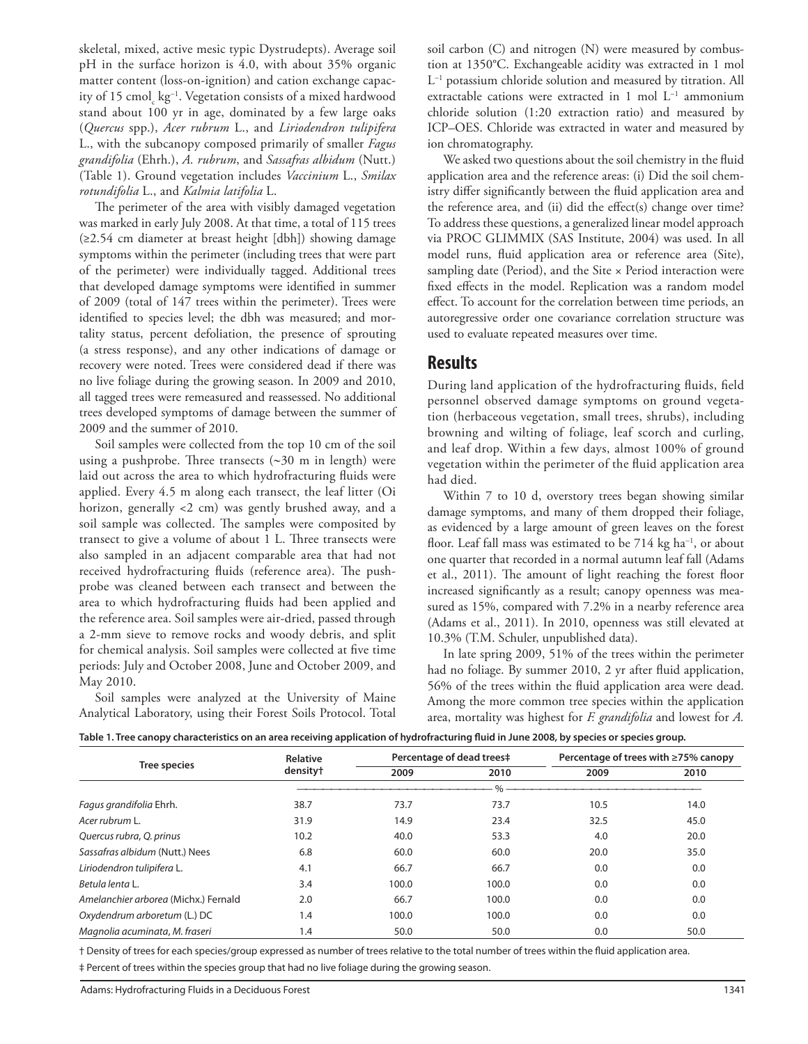skeletal, mixed, active mesic typic Dystrudepts). Average soil pH in the surface horizon is 4.0, with about 35% organic matter content (loss-on-ignition) and cation exchange capacity of 15 $cmol_c$ $kg^{-1}$. Vegetation consists of a mixed hardwood stand about 100 yr in age, dominated by a few large oaks (*Quercus* spp.), *Acer rubrum* L., and *Liriodendron tulipifera* L., with the subcanopy composed primarily of smaller *Fagus grandifolia* (Ehrh.), *A. rubrum*, and *Sassafras albidum* (Nutt.) (Table 1). Ground vegetation includes *Vaccinium* L., *Smilax rotundifolia* L., and *Kalmia latifolia* L.

The perimeter of the area with visibly damaged vegetation was marked in early July 2008. At that time, a total of 115 trees (≥2.54 cm diameter at breast height [dbh]) showing damage symptoms within the perimeter (including trees that were part of the perimeter) were individually tagged. Additional trees that developed damage symptoms were identified in summer of 2009 (total of 147 trees within the perimeter). Trees were identified to species level; the dbh was measured; and mortality status, percent defoliation, the presence of sprouting (a stress response), and any other indications of damage or recovery were noted. Trees were considered dead if there was no live foliage during the growing season. In 2009 and 2010, all tagged trees were remeasured and reassessed. No additional trees developed symptoms of damage between the summer of 2009 and the summer of 2010.

Soil samples were collected from the top 10 cm of the soil using a pushprobe. Three transects (~30 m in length) were laid out across the area to which hydrofracturing fluids were applied. Every 4.5 m along each transect, the leaf litter (Oi horizon, generally <2 cm) was gently brushed away, and a soil sample was collected. The samples were composited by transect to give a volume of about 1 L. Three transects were also sampled in an adjacent comparable area that had not received hydrofracturing fluids (reference area). The pushprobe was cleaned between each transect and between the area to which hydrofracturing fluids had been applied and the reference area. Soil samples were air-dried, passed through a 2-mm sieve to remove rocks and woody debris, and split for chemical analysis. Soil samples were collected at five time periods: July and October 2008, June and October 2009, and May 2010.

Soil samples were analyzed at the University of Maine Analytical Laboratory, using their Forest Soils Protocol. Total soil carbon (C) and nitrogen (N) were measured by combustion at 1350°C. Exchangeable acidity was extracted in 1 mol $L^{-1}$ potassium chloride solution and measured by titration. All extractable cations were extracted in 1 mol $L^{-1}$ ammonium chloride solution (1:20 extraction ratio) and measured by ICP–OES. Chloride was extracted in water and measured by ion chromatography.

We asked two questions about the soil chemistry in the fluid application area and the reference areas: (i) Did the soil chemistry differ significantly between the fluid application area and the reference area, and (ii) did the effect(s) change over time? To address these questions, a generalized linear model approach via PROC GLIMMIX (SAS Institute, 2004) was used. In all model runs, fluid application area or reference area (Site), sampling date (Period), and the Site × Period interaction were fixed effects in the model. Replication was a random model effect. To account for the correlation between time periods, an autoregressive order one covariance correlation structure was used to evaluate repeated measures over time.

## Results

During land application of the hydrofracturing fluids, field personnel observed damage symptoms on ground vegetation (herbaceous vegetation, small trees, shrubs), including browning and wilting of foliage, leaf scorch and curling, and leaf drop. Within a few days, almost 100% of ground vegetation within the perimeter of the fluid application area had died.

Within 7 to 10 d, overstory trees began showing similar damage symptoms, and many of them dropped their foliage, as evidenced by a large amount of green leaves on the forest floor. Leaf fall mass was estimated to be 714 kg $ha^{-1}$, or about one quarter that recorded in a normal autumn leaf fall (Adams et al., 2011). The amount of light reaching the forest floor increased significantly as a result; canopy openness was measured as 15%, compared with 7.2% in a nearby reference area (Adams et al., 2011). In 2010, openness was still elevated at 10.3% (T.M. Schuler, unpublished data).

In late spring 2009, 51% of the trees within the perimeter had no foliage. By summer 2010, 2 yr after fluid application, 56% of the trees within the fluid application area were dead. Among the more common tree species within the application area, mortality was highest for *F. grandifolia* and lowest for *A.*

**Table 1. Tree canopy characteristics on an area receiving application of hydrofracturing fluid in June 2008, by species or species group.**

| Tree species | Relative density† | Percentage of dead trees‡ | | Percentage of trees with ≥75% canopy | |
|---|---|---|---|---|---|
| | | 2009 | 2010 | 2009 | 2010 |
| | % | | | | |
| *Fagus grandifolia* Ehrh. | 38.7 | 73.7 | 73.7 | 10.5 | 14.0 |
| *Acer rubrum* L. | 31.9 | 14.9 | 23.4 | 32.5 | 45.0 |
| *Quercus rubra, Q. prinus* | 10.2 | 40.0 | 53.3 | 4.0 | 20.0 |
| *Sassafras albidum* (Nutt.) Nees | 6.8 | 60.0 | 60.0 | 20.0 | 35.0 |
| *Liriodendron tulipifera* L. | 4.1 | 66.7 | 66.7 | 0.0 | 0.0 |
| *Betula lenta* L. | 3.4 | 100.0 | 100.0 | 0.0 | 0.0 |
| *Amelanchier arborea* (Michx.) Fernald | 2.0 | 66.7 | 100.0 | 0.0 | 0.0 |
| *Oxydendrum arboretum* (L.) DC | 1.4 | 100.0 | 100.0 | 0.0 | 0.0 |
| *Magnolia acuminata, M. fraseri* | 1.4 | 50.0 | 50.0 | 0.0 | 50.0 |

† Density of trees for each species/group expressed as number of trees relative to the total number of trees within the fluid application area.

‡ Percent of trees within the species group that had no live foliage during the growing season.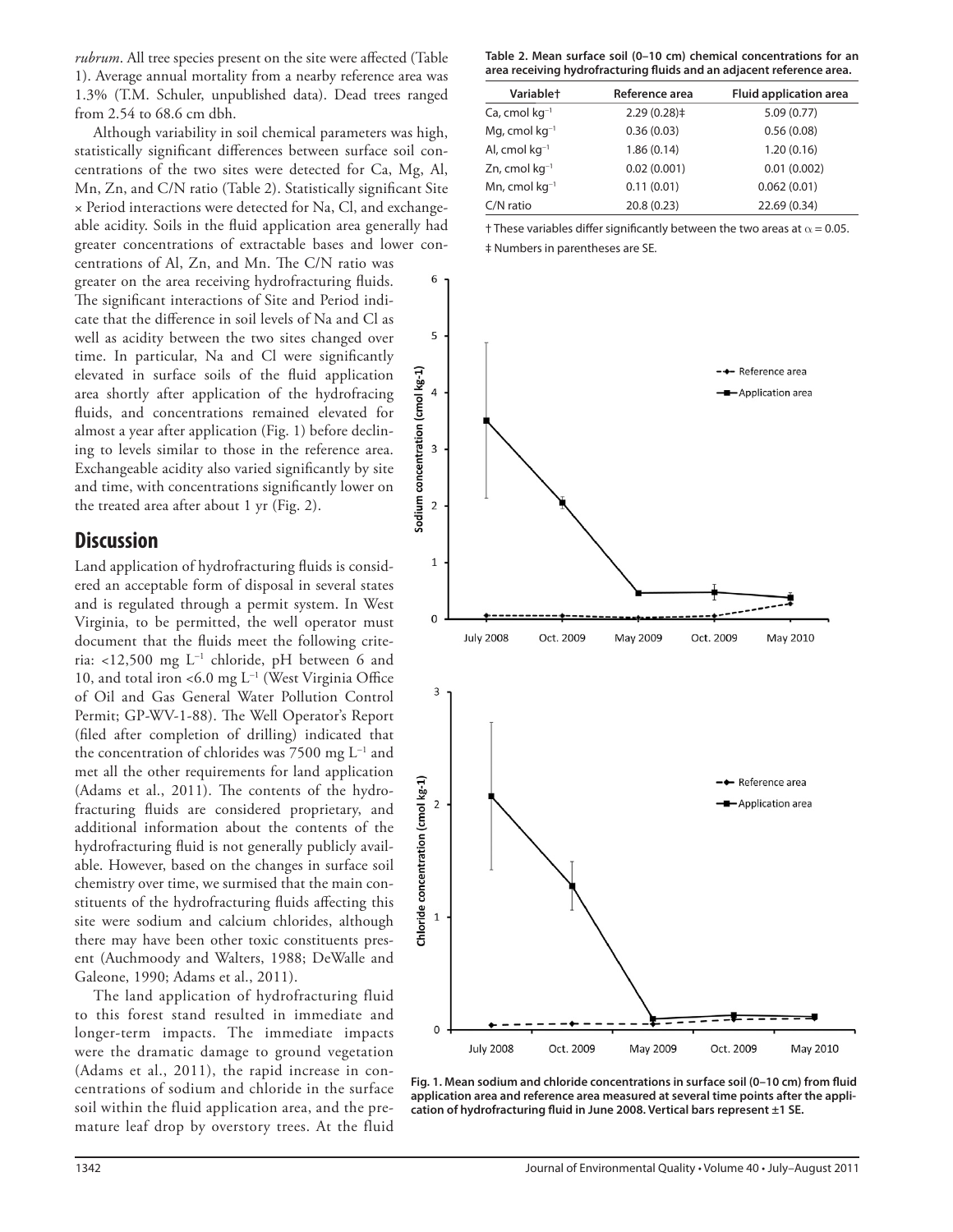*rubrum*. All tree species present on the site were affected (Table 1). Average annual mortality from a nearby reference area was 1.3% (T.M. Schuler, unpublished data). Dead trees ranged from 2.54 to 68.6 cm dbh.

Although variability in soil chemical parameters was high, statistically significant differences between surface soil concentrations of the two sites were detected for Ca, Mg, Al, Mn, Zn, and C/N ratio (Table 2). Statistically significant Site × Period interactions were detected for Na, Cl, and exchangeable acidity. Soils in the fluid application area generally had greater concentrations of extractable bases and lower concentrations of Al, Zn, and Mn. The C/N ratio was greater on the area receiving hydrofracturing fluids. The significant interactions of Site and Period indicate that the difference in soil levels of Na and Cl as well as acidity between the two sites changed over time. In particular, Na and Cl were significantly elevated in surface soils of the fluid application area shortly after application of the hydrofracing fluids, and concentrations remained elevated for almost a year after application (Fig. 1) before declining to levels similar to those in the reference area. Exchangeable acidity also varied significantly by site and time, with concentrations significantly lower on the treated area after about 1 yr (Fig. 2).

**Table 2. Mean surface soil (0–10 cm) chemical concentrations for an area receiving hydrofracturing fluids and an adjacent reference area.**

| Variable† | Reference area | Fluid application area |
|---|---|---|
| Ca, cmol $kg^{-1}$ | 2.29 (0.28)‡ | 5.09 (0.77) |
| Mg, cmol $kg^{-1}$ | 0.36 (0.03) | 0.56 (0.08) |
| Al, cmol $kg^{-1}$ | 1.86 (0.14) | 1.20 (0.16) |
| Zn, cmol $kg^{-1}$ | 0.02 (0.001) | 0.01 (0.002) |
| Mn, cmol $kg^{-1}$ | 0.11 (0.01) | 0.062 (0.01) |
| C/N ratio | 20.8 (0.23) | 22.69 (0.34) |

† These variables differ significantly between the two areas at $\alpha = 0.05$.
‡ Numbers in parentheses are SE.

Fig. 1. Mean sodium and chloride concentrations in surface soil (0–10 cm) from fluid application area and reference area measured at several time points after the application of hydrofracturing fluid in June 2008. Vertical bars represent ±1 SE.

## Discussion

Land application of hydrofracturing fluids is considered an acceptable form of disposal in several states and is regulated through a permit system. In West Virginia, to be permitted, the well operator must document that the fluids meet the following criteria: <12,500 mg $L^{-1}$ chloride, pH between 6 and 10, and total iron <6.0 mg $L^{-1}$ (West Virginia Office of Oil and Gas General Water Pollution Control Permit; GP-WV-1-88). The Well Operator's Report (filed after completion of drilling) indicated that the concentration of chlorides was 7500 mg $L^{-1}$ and met all the other requirements for land application (Adams et al., 2011). The contents of the hydrofracturing fluids are considered proprietary, and additional information about the contents of the hydrofracturing fluid is not generally publicly available. However, based on the changes in surface soil chemistry over time, we surmised that the main constituents of the hydrofracturing fluids affecting this site were sodium and calcium chlorides, although there may have been other toxic constituents present (Auchmoody and Walters, 1988; DeWalle and Galeone, 1990; Adams et al., 2011).

The land application of hydrofracturing fluid to this forest stand resulted in immediate and longer-term impacts. The immediate impacts were the dramatic damage to ground vegetation (Adams et al., 2011), the rapid increase in concentrations of sodium and chloride in the surface soil within the fluid application area, and the premature leaf drop by overstory trees. At the fluid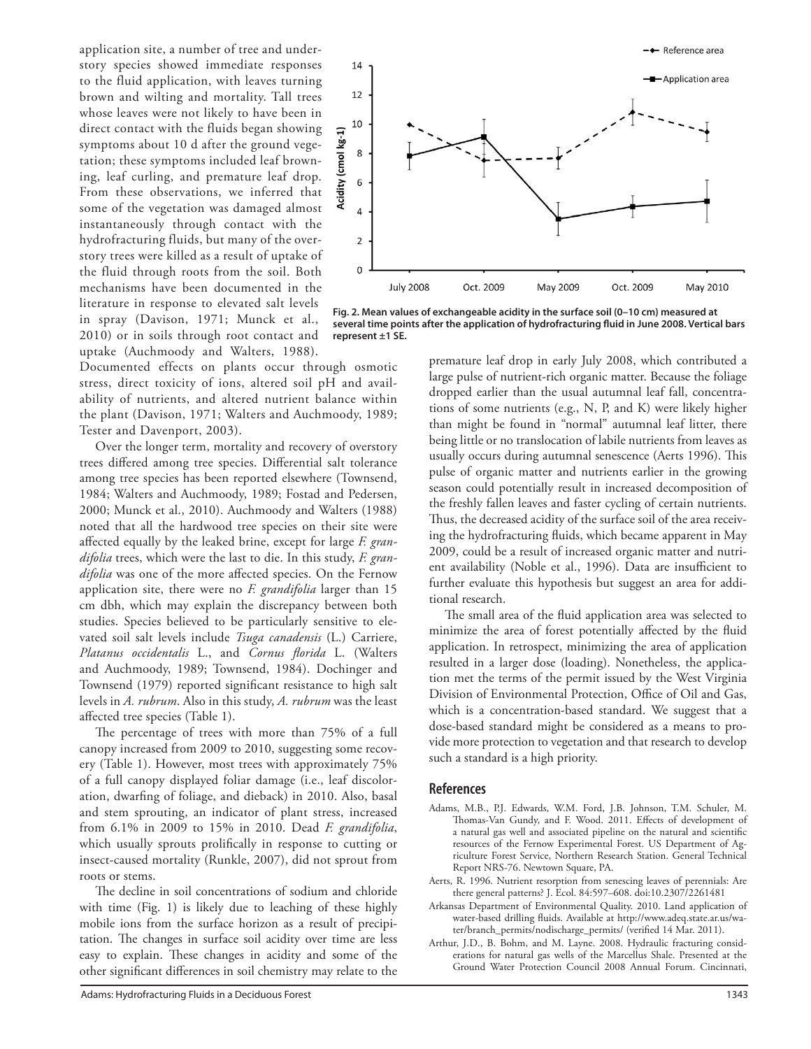application site, a number of tree and understory species showed immediate responses to the fluid application, with leaves turning brown and wilting and mortality. Tall trees whose leaves were not likely to have been in direct contact with the fluids began showing symptoms about 10 d after the ground vegetation; these symptoms included leaf browning, leaf curling, and premature leaf drop. From these observations, we inferred that some of the vegetation was damaged almost instantaneously through contact with the hydrofracturing fluids, but many of the overstory trees were killed as a result of uptake of the fluid through roots from the soil. Both mechanisms have been documented in the literature in response to elevated salt levels in spray (Davison, 1971; Munck et al., 2010) or in soils through root contact and uptake (Auchmoody and Walters, 1988). Documented effects on plants occur through osmotic stress, direct toxicity of ions, altered soil pH and availability of nutrients, and altered nutrient balance within the plant (Davison, 1971; Walters and Auchmoody, 1989; Tester and Davenport, 2003).

Over the longer term, mortality and recovery of overstory trees differed among tree species. Differential salt tolerance among tree species has been reported elsewhere (Townsend, 1984; Walters and Auchmoody, 1989; Fostad and Pedersen, 2000; Munck et al., 2010). Auchmoody and Walters (1988) noted that all the hardwood tree species on their site were affected equally by the leaked brine, except for large *F. grandifolia* trees, which were the last to die. In this study, *F. grandifolia* was one of the more affected species. On the Fernow application site, there were no *F. grandifolia* larger than 15 cm dbh, which may explain the discrepancy between both studies. Species believed to be particularly sensitive to elevated soil salt levels include *Tsuga canadensis* (L.) Carriere, *Platanus occidentalis* L., and *Cornus florida* L. (Walters and Auchmoody, 1989; Townsend, 1984). Dochinger and Townsend (1979) reported significant resistance to high salt levels in *A. rubrum*. Also in this study, *A. rubrum* was the least affected tree species (Table 1).

The percentage of trees with more than 75% of a full canopy increased from 2009 to 2010, suggesting some recovery (Table 1). However, most trees with approximately 75% of a full canopy displayed foliar damage (i.e., leaf discoloration, dwarfing of foliage, and dieback) in 2010. Also, basal and stem sprouting, an indicator of plant stress, increased from 6.1% in 2009 to 15% in 2010. Dead *F. grandifolia*, which usually sprouts prolifically in response to cutting or insect-caused mortality (Runkle, 2007), did not sprout from roots or stems.

The decline in soil concentrations of sodium and chloride with time (Fig. 1) is likely due to leaching of these highly mobile ions from the surface horizon as a result of precipitation. The changes in surface soil acidity over time are less easy to explain. These changes in acidity and some of the other significant differences in soil chemistry may relate to the premature leaf drop in early July 2008, which contributed a large pulse of nutrient-rich organic matter. Because the foliage dropped earlier than the usual autumnal leaf fall, concentrations of some nutrients (e.g., N, P, and K) were likely higher than might be found in "normal" autumnal leaf litter, there being little or no translocation of labile nutrients from leaves as usually occurs during autumnal senescence (Aerts 1996). This pulse of organic matter and nutrients earlier in the growing season could potentially result in increased decomposition of the freshly fallen leaves and faster cycling of certain nutrients. Thus, the decreased acidity of the surface soil of the area receiving the hydrofracturing fluids, which became apparent in May 2009, could be a result of increased organic matter and nutrient availability (Noble et al., 1996). Data are insufficient to further evaluate this hypothesis but suggest an area for additional research.

**Fig. 2. Mean values of exchangeable acidity in the surface soil (0–10 cm) measured at several time points after the application of hydrofracturing fluid in June 2008. Vertical bars represent ±1 SE.**

The small area of the fluid application area was selected to minimize the area of forest potentially affected by the fluid application. In retrospect, minimizing the area of application resulted in a larger dose (loading). Nonetheless, the application met the terms of the permit issued by the West Virginia Division of Environmental Protection, Office of Oil and Gas, which is a concentration-based standard. We suggest that a dose-based standard might be considered as a means to provide more protection to vegetation and that research to develop such a standard is a high priority.

## References

Adams, M.B., P.J. Edwards, W.M. Ford, J.B. Johnson, T.M. Schuler, M. Thomas-Van Gundy, and F. Wood. 2011. Effects of development of a natural gas well and associated pipeline on the natural and scientific resources of the Fernow Experimental Forest. US Department of Agriculture Forest Service, Northern Research Station. General Technical Report NRS-76. Newtown Square, PA.

Aerts, R. 1996. Nutrient resorption from senescing leaves of perennials: Are there general patterns? J. Ecol. 84:597–608. doi:10.2307/2261481

Arkansas Department of Environmental Quality. 2010. Land application of water-based drilling fluids. Available at http://www.adeq.state.ar.us/water/branch_permits/nodischarge_permits/ (verified 14 Mar. 2011).

Arthur, J.D., B. Bohm, and M. Layne. 2008. Hydraulic fracturing considerations for natural gas wells of the Marcellus Shale. Presented at the Ground Water Protection Council 2008 Annual Forum. Cincinnati,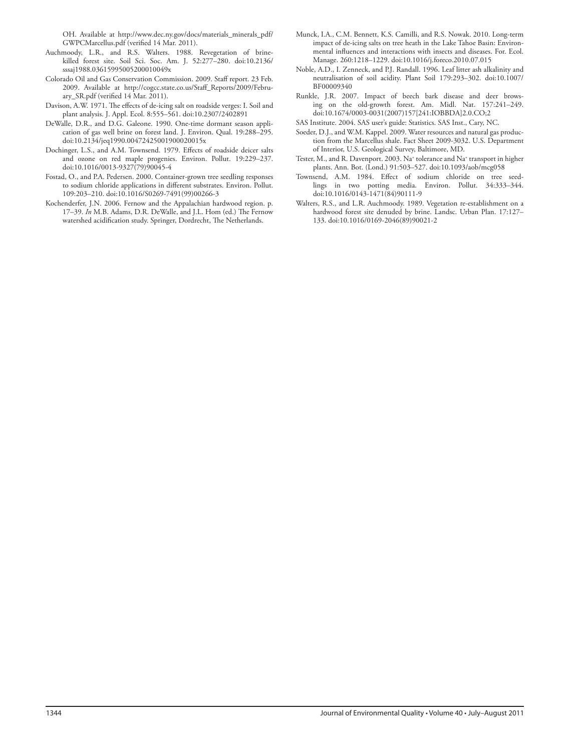OH. Available at http://www.dec.ny.gov/docs/materials_minerals_pdf/GWPCMarcellus.pdf (verified 14 Mar. 2011).

Auchmoody, L.R., and R.S. Walters. 1988. Revegetation of brine-killed forest site. Soil Sci. Soc. Am. J. 52:277–280. doi:10.2136/sssaj1988.03615995005200010049x

Colorado Oil and Gas Conservation Commission. 2009. Staff report. 23 Feb. 2009. Available at http://cogcc.state.co.us/Staff_Reports/2009/February_SR.pdf (verified 14 Mar. 2011).

Davison, A.W. 1971. The effects of de-icing salt on roadside verges: I. Soil and plant analysis. J. Appl. Ecol. 8:555–561. doi:10.2307/2402891

DeWalle, D.R., and D.G. Galeone. 1990. One-time dormant season application of gas well brine on forest land. J. Environ. Qual. 19:288–295. doi:10.2134/jeq1990.00472425001900020015x

Dochinger, L.S., and A.M. Townsend. 1979. Effects of roadside deicer salts and ozone on red maple progenies. Environ. Pollut. 19:229–237. doi:10.1016/0013-9327(79)90045-4

Fostad, O., and P.A. Pedersen. 2000. Container-grown tree seedling responses to sodium chloride applications in different substrates. Environ. Pollut. 109:203–210. doi:10.1016/S0269-7491(99)00266-3

Kochenderfer, J.N. 2006. Fernow and the Appalachian hardwood region. p. 17–39. *In* M.B. Adams, D.R. DeWalle, and J.L. Hom (ed.) The Fernow watershed acidification study. Springer, Dordrecht, The Netherlands.

Munck, I.A., C.M. Bennett, K.S. Camilli, and R.S. Nowak. 2010. Long-term impact of de-icing salts on tree heath in the Lake Tahoe Basin: Environmental influences and interactions with insects and diseases. For. Ecol. Manage. 260:1218–1229. doi:10.1016/j.foreco.2010.07.015

Noble, A.D., I. Zenneck, and P.J. Randall. 1996. Leaf litter ash alkalinity and neutralisation of soil acidity. Plant Soil 179:293–302. doi:10.1007/BF00009340

Runkle, J.R. 2007. Impact of beech bark disease and deer browsing on the old-growth forest. Am. Midl. Nat. 157:241–249. doi:10.1674/0003-0031(2007)157[241:IOBBDA]2.0.CO;2

SAS Institute. 2004. SAS user's guide: Statistics. SAS Inst., Cary, NC.

Soeder, D.J., and W.M. Kappel. 2009. Water resources and natural gas production from the Marcellus shale. Fact Sheet 2009-3032. U.S. Department of Interior, U.S. Geological Survey, Baltimore, MD.

Tester, M., and R. Davenport. 2003. $Na^+$ tolerance and $Na^+$ transport in higher plants. Ann. Bot. (Lond.) 91:503–527. doi:10.1093/aob/mcg058

Townsend, A.M. 1984. Effect of sodium chloride on tree seedlings in two potting media. Environ. Pollut. 34:333–344. doi:10.1016/0143-1471(84)90111-9

Walters, R.S., and L.R. Auchmoody. 1989. Vegetation re-establishment on a hardwood forest site denuded by brine. Landsc. Urban Plan. 17:127–133. doi:10.1016/0169-2046(89)90021-2